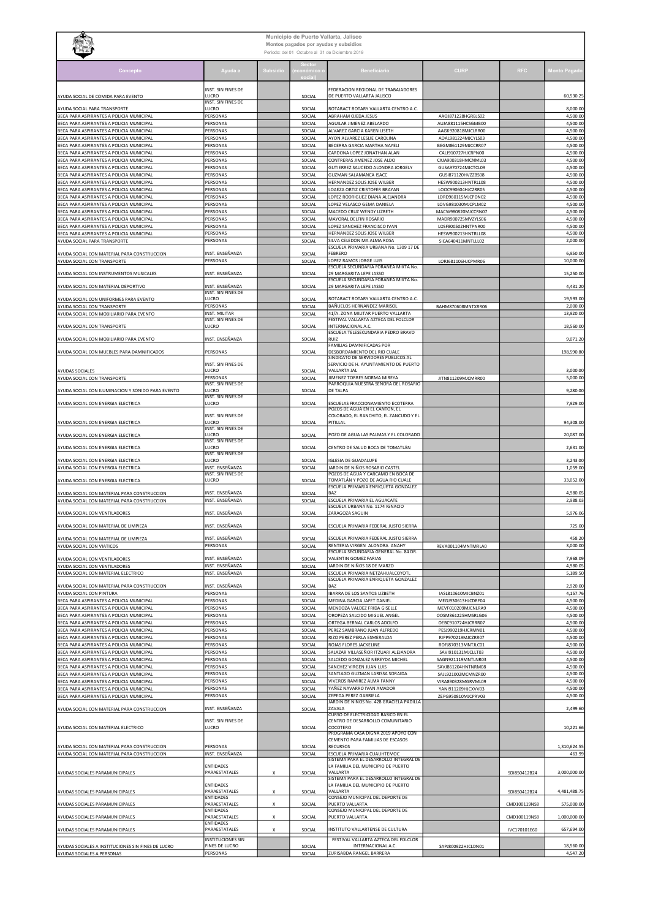# Municipio de Puerto Vallarta, Jalisco

## Montos pagados por ayudas y subsidios

Periodo: del 01 Octubre al 31 de Diciembre 2019

| Concepto | Ayuda a | Subsidio | Sector (económico o social) | Beneficiario | CURP | RFC | Monto Pagado |
|---|---|---|---|---|---|---|---|
| AYUDA SOCIAL DE COMIDA PARA EVENTO | INST. SIN FINES DE LUCRO | | SOCIAL | FEDERACION REGIONAL DE TRABAJADORES DE PUERTO VALLARTA JALISCO | | | 60,530.25 |
| AYUDA SOCIAL PARA TRANSPORTE | INST. SIN FINES DE LUCRO | | SOCIAL | ROTARACT ROTARY VALLARTA CENTRO A.C. | | | 8,000.00 |
| BECA PARA ASPIRANTES A POLICIA MUNICIPAL | PERSONAS | | SOCIAL | ABRAHAM OJEDA JESUS | AAOJ871228HGRBJS02 | | 4,500.00 |
| BECA PARA ASPIRANTES A POLICIA MUNICIPAL | PERSONAS | | SOCIAL | AGUILAR JIMENEZ ABELARDO | AUJA881115HCSGMB00 | | 4,500.00 |
| BECA PARA ASPIRANTES A POLICIA MUNICIPAL | PERSONAS | | SOCIAL | ALVAREZ GARCIA KAREN LISETH | AAGK920818MJCLRR00 | | 4,500.00 |
| BECA PARA ASPIRANTES A POLICIA MUNICIPAL | PERSONAS | | SOCIAL | AYON ALVAREZ LESLIE CAROLINA | AOAL981224MJCYLS03 | | 4,500.00 |
| BECA PARA ASPIRANTES A POLICIA MUNICIPAL | PERSONAS | | SOCIAL | BECERRA GARCIA MARTHA NAYELI | BEGM861129MJCCRR07 | | 4,500.00 |
| BECA PARA ASPIRANTES A POLICIA MUNICIPAL | PERSONAS | | SOCIAL | CARDONA LOPEZ JONATHAN ALAN | CALJ910727HJCRPN00 | | 4,500.00 |
| BECA PARA ASPIRANTES A POLICIA MUNICIPAL | PERSONAS | | SOCIAL | CONTRERAS JIMENEZ JOSE ALDO | CXJA900318HMCNML03 | | 4,500.00 |
| BECA PARA ASPIRANTES A POLICIA MUNICIPAL | PERSONAS | | SOCIAL | GUTIERREZ SAUCEDO ALONDRA JORGELY | GUSA970724MJCTCL09 | | 4,500.00 |
| BECA PARA ASPIRANTES A POLICIA MUNICIPAL | PERSONAS | | SOCIAL | GUZMAN SALAMANCA ISACC | GUSI871120HVZZBS08 | | 4,500.00 |
| BECA PARA ASPIRANTES A POLICIA MUNICIPAL | PERSONAS | | SOCIAL | HERNANDEZ SOLIS JOSE WILBER | HESW900213HNTRLL08 | | 4,500.00 |
| BECA PARA ASPIRANTES A POLICIA MUNICIPAL | PERSONAS | | SOCIAL | LOAEZA ORTIZ CRISTOFER BRAYAN | LOOC990604HJCZRR05 | | 4,500.00 |
| BECA PARA ASPIRANTES A POLICIA MUNICIPAL | PERSONAS | | SOCIAL | LOPEZ RODRIGUEZ DIANA ALEJANDRA | LORD960115MJCPDN02 | | 4,500.00 |
| BECA PARA ASPIRANTES A POLICIA MUNICIPAL | PERSONAS | | SOCIAL | LOPEZ VELASCO GEMA DANIELA | LOVG981030MJCPLM02 | | 4,500.00 |
| BECA PARA ASPIRANTES A POLICIA MUNICIPAL | PERSONAS | | SOCIAL | MACEDO CRUZ WENDY LIZBETH | MACW980820MJCCRN07 | | 4,500.00 |
| BECA PARA ASPIRANTES A POLICIA MUNICIPAL | PERSONAS | | SOCIAL | MAYORAL DELFIN ROSARIO | MADR900725MVZYLS06 | | 4,500.00 |
| BECA PARA ASPIRANTES A POLICIA MUNICIPAL | PERSONAS | | SOCIAL | LOPEZ SANCHEZ FRANCISCO IVAN | LOSF800502HNTPNR00 | | 4,500.00 |
| BECA PARA ASPIRANTES A POLICIA MUNICIPAL | PERSONAS | | SOCIAL | HERNANDEZ SOLIS JOSE WILBER | HESW900213HNTRLL08 | | 4,500.00 |
| AYUDA SOCIAL PARA TRANSPORTE | PERSONAS | | SOCIAL | SILVA CELEDON MA ALMA ROSA | SICA640411MNTLLL02 | | 2,000.00 |
| AYUDA SOCIAL CON MATERIAL PARA CONSTRUCCION | INST. ENSEÑANZA | | SOCIAL | ESCUELA PRIMARIA URBANA No. 1309 17 DE FEBRERO | | | 6,950.00 |
| AYUDA SOCIAL CON TRANSPORTE | PERSONAS | | SOCIAL | LOPEZ RAMOS JORGE LUIS | LORJ681106HJCPMR06 | | 10,000.00 |
| AYUDA SOCIAL CON INSTRUMENTOS MUSICALES | INST. ENSEÑANZA | | SOCIAL | ESCUELA SECUNDARIA FORANEA MIXTA No. 29 MARGARITA LEPE JASSO | | | 15,250.00 |
| AYUDA SOCIAL CON MATERIAL DEPORTIVO | INST. ENSEÑANZA | | SOCIAL | ESCUELA SECUNDARIA FORANEA MIXTA No. 29 MARGARITA LEPE JASSO | | | 4,431.20 |
| AYUDA SOCIAL CON UNIFORMES PARA EVENTO | INST. SIN FINES DE LUCRO | | SOCIAL | ROTARACT ROTARY VALLARTA CENTRO A.C. | | | 19,593.00 |
| AYUDA SOCIAL CON TRANSPORTE | PERSONAS | | SOCIAL | BAÑUELOS HERNANDEZ MARISOL | BAHM870608MNTXRR06 | | 2,000.00 |
| AYUDA SOCIAL CON MOBILIARIO PARA EVENTO | INST. MILITAR | | SOCIAL | 41/A. ZONA MILITAR PUERTO VALLARTA | | | 13,920.00 |
| AYUDA SOCIAL CON TRANSPORTE | INST. SIN FINES DE LUCRO | | SOCIAL | FESTIVAL VALLARTA AZTECA DEL FOLCLOR INTERNACIONAL A.C. | | | 18,560.00 |
| AYUDA SOCIAL CON MOBILIARIO PARA EVENTO | INST. ENSEÑANZA | | SOCIAL | ESCUELA TELESECUNDARIA PEDRO BRAVO RUIZ | | | 9,071.20 |
| AYUDA SOCIAL CON MUEBLES PARA DAMNIFICADOS | PERSONAS | | SOCIAL | FAMILIAS DAMNIFICADAS POR DESBORDAMIENTO DEL RIO CUALE | | | 198,590.80 |
| AYUDAS SOCIALES | INST. SIN FINES DE LUCRO | | SOCIAL | SINDICATO DE SERVIDORES PUBLICOS AL SERVICIO DE H. AYUNTAMIENTO DE PUERTO VALLARTA JAL | | | 3,000.00 |
| AYUDA SOCIAL CON TRANSPORTE | PERSONAS | | SOCIAL | JIMENEZ TORRES NORMA MIREYA | JITN811209MJCMRR00 | | 5,000.00 |
| AYUDA SOCIAL CON ILUMINACION Y SONIDO PARA EVENTO | INST. SIN FINES DE LUCRO | | SOCIAL | PARROQUIA NUESTRA SEÑORA DEL ROSARIO DE TALPA | | | 9,280.00 |
| AYUDA SOCIAL CON ENERGIA ELECTRICA | INST. SIN FINES DE LUCRO | | SOCIAL | ESCUELAS FRACCIONAMIENTO ECOTERRA | | | 7,929.00 |
| AYUDA SOCIAL CON ENERGIA ELECTRICA | INST. SIN FINES DE LUCRO | | SOCIAL | POZOS DE AGUA EN EL CANTON, EL COLORADO, EL RANCHITO, EL ZANCUDO Y EL PITILLAL | | | 94,308.00 |
| AYUDA SOCIAL CON ENERGIA ELECTRICA | INST. SIN FINES DE LUCRO | | SOCIAL | POZO DE AGUA LAS PALMAS Y EL COLORADO | | | 20,087.00 |
| AYUDA SOCIAL CON ENERGIA ELECTRICA | INST. SIN FINES DE LUCRO | | SOCIAL | CENTRO DE SALUD BOCA DE TOMATLÁN | | | 2,631.00 |
| AYUDA SOCIAL CON ENERGIA ELECTRICA | INST. SIN FINES DE LUCRO | | SOCIAL | IGLESIA DE GUADALUPE | | | 3,243.00 |
| AYUDA SOCIAL CON ENERGIA ELECTRICA | INST. ENSEÑANZA | | SOCIAL | JARDIN DE NIÑOS ROSARIO CASTEL | | | 1,059.00 |
| AYUDA SOCIAL CON ENERGIA ELECTRICA | INST. SIN FINES DE LUCRO | | SOCIAL | POZOS DE AGUA Y CARCAMO EN BOCA DE TOMATLÁN Y POZO DE AGUA RIO CUALE | | | 33,052.00 |
| AYUDA SOCIAL CON MATERIAL PARA CONSTRUCCION | INST. ENSEÑANZA | | SOCIAL | ESCUELA PRIMARIA ENRIQUETA GONZALEZ BAZ | | | 4,980.05 |
| AYUDA SOCIAL CON MATERIAL PARA CONSTRUCCION | INST. ENSEÑANZA | | SOCIAL | ESCUELA PRIMARIA EL AGUACATE | | | 2,988.03 |
| AYUDA SOCIAL CON VENTILADORES | INST. ENSEÑANZA | | SOCIAL | ESCUELA URBANA No. 1174 IGNACIO ZARAGOZA SAGUIN | | | 5,976.06 |
| AYUDA SOCIAL CON MATERIAL DE LIMPIEZA | INST. ENSEÑANZA | | SOCIAL | ESCUELA PRIMARIA FEDERAL JUSTO SIERRA | | | 725.00 |
| AYUDA SOCIAL CON MATERIAL DE LIMPIEZA | INST. ENSEÑANZA | | SOCIAL | ESCUELA PRIMARIA FEDERAL JUSTO SIERRA | | | 458.20 |
| AYUDA SOCIAL CON VIATICOS | PERSONAS | | SOCIAL | RENTERIA VIRGEN ALONDRA ANAHY | REVA001104MNTMRLA0 | | 3,000.00 |
| AYUDA SOCIAL CON VENTILADORES | INST. ENSEÑANZA | | SOCIAL | ESCUELA SECUNDARIA GENERAL No. 84 DR. VALENTIN GOMEZ FARIAS | | | 7,968.09 |
| AYUDA SOCIAL CON VENTILADORES | INST. ENSEÑANZA | | SOCIAL | JARDIN DE NIÑOS 18 DE MARZO | | | 4,980.05 |
| AYUDA SOCIAL CON MATERIAL ELECTRICO | INST. ENSEÑANZA | | SOCIAL | ESCUELA PRIMARIA NETZAHUALCOYOTL | | | 5,189.50 |
| AYUDA SOCIAL CON MATERIAL PARA CONSTRUCCION | INST. ENSEÑANZA | | SOCIAL | ESCUELA PRIMARIA ENRIQUETA GONZALEZ BAZ | | | 2,920.00 |
| AYUDA SOCIAL CON PINTURA | PERSONAS | | SOCIAL | IBARRA DE LOS SANTOS LIZBETH | IASL810610MJCBNZ01 | | 4,157.76 |
| BECA PARA ASPIRANTES A POLICIA MUNICIPAL | PERSONAS | | SOCIAL | MEDINA GARCIA JAFET DANIEL | MEGJ930613HJCDRF04 | | 4,500.00 |
| BECA PARA ASPIRANTES A POLICIA MUNICIPAL | PERSONAS | | SOCIAL | MENDOZA VALDEZ FRIDA GISELLE | MEVF010209MJCNLRA9 | | 4,500.00 |
| BECA PARA ASPIRANTES A POLICIA MUNICIPAL | PERSONAS | | SOCIAL | OROPEZA SALCIDO MIGUEL ANGEL | OOSM861225HMSRLG06 | | 4,500.00 |
| BECA PARA ASPIRANTES A POLICIA MUNICIPAL | PERSONAS | | SOCIAL | ORTEGA BERNAL CARLOS ADOLFO | OEBC910724HJCRRR07 | | 4,500.00 |
| BECA PARA ASPIRANTES A POLICIA MUNICIPAL | PERSONAS | | SOCIAL | PEREZ SAMBRANO JUAN ALFREDO | PESJ990219HJCRMN01 | | 4,500.00 |
| BECA PARA ASPIRANTES A POLICIA MUNICIPAL | PERSONAS | | SOCIAL | RIZO PEREZ PERLA ESMERALDA | RIPP970219MJCZRR07 | | 4,500.00 |
| BECA PARA ASPIRANTES A POLICIA MUNICIPAL | PERSONAS | | SOCIAL | ROJAS FLORES JACKELINE | ROFJ870313MNTJLC01 | | 4,500.00 |
| BECA PARA ASPIRANTES A POLICIA MUNICIPAL | PERSONAS | | SOCIAL | SALAZAR VILLASEÑOR ITZUARI ALEJANDRA | SAVI910131MJCLLT03 | | 4,500.00 |
| BECA PARA ASPIRANTES A POLICIA MUNICIPAL | PERSONAS | | SOCIAL | SALCEDO GONZALEZ NEREYDA MICHEL | SAGN921119MNTLNR03 | | 4,500.00 |
| BECA PARA ASPIRANTES A POLICIA MUNICIPAL | PERSONAS | | SOCIAL | SANCHEZ VIRGEN JUAN LUIS | SAVJ861204HNTNRM08 | | 4,500.00 |
| BECA PARA ASPIRANTES A POLICIA MUNICIPAL | PERSONAS | | SOCIAL | SANTIAGO GUZMAN LARISSA SORAIDA | SAJL921002MCMNZR00 | | 4,500.00 |
| BECA PARA ASPIRANTES A POLICIA MUNICIPAL | PERSONAS | | SOCIAL | VIVEROS RAMIREZ ALMA FANNY | VIRA890328MGRVML09 | | 4,500.00 |
| BECA PARA ASPIRANTES A POLICIA MUNICIPAL | PERSONAS | | SOCIAL | YAÑEZ NAVARRO IVAN AMADOR | YANI911209HJCXVV03 | | 4,500.00 |
| BECA PARA ASPIRANTES A POLICIA MUNICIPAL | PERSONAS | | SOCIAL | ZEPEDA PEREZ GABRIELA | ZEPG950810MJCPRV03 | | 4,500.00 |
| AYUDA SOCIAL CON MATERIAL PARA CONSTRUCCION | INST. ENSEÑANZA | | SOCIAL | JARDIN DE NIÑOS No. 428 GRACIELA PADILLA ZAVALA | | | 2,499.60 |
| AYUDA SOCIAL CON MATERIAL ELECTRICO | INST. SIN FINES DE LUCRO | | SOCIAL | CURSO DE ELECTRICIDAD BASICO EN EL CENTRO DE DESARROLLO COMUNITARIO COCOTERO | | | 10,221.66 |
| AYUDA SOCIAL CON MATERIAL PARA CONSTRUCCION | PERSONAS | | SOCIAL | PROGRAMA CASA DIGNA 2019 APOYO CON CEMENTO PARA FAMILIAS DE ESCASOS RECURSOS | | | 1,310,624.55 |
| AYUDA SOCIAL CON MATERIAL PARA CONSTRUCCION | INST. ENSEÑANZA | | SOCIAL | ESCUELA PRIMARIA CUAUHTEMOC | | | 463.99 |
| AYUDAS SOCIALES PARAMUNICIPALES | ENTIDADES PARAESTATALES | X | SOCIAL | SISTEMA PARA EL DESARROLLO INTEGRAL DE LA FAMILIA DEL MUNICIPIO DE PUERTO VALLARTA | | SDI850412B24 | 3,000,000.00 |
| AYUDAS SOCIALES PARAMUNICIPALES | ENTIDADES PARAESTATALES | X | SOCIAL | SISTEMA PARA EL DESARROLLO INTEGRAL DE LA FAMILIA DEL MUNICIPIO DE PUERTO VALLARTA | | SDI850412B24 | 4,481,488.75 |
| AYUDAS SOCIALES PARAMUNICIPALES | ENTIDADES PARAESTATALES | X | SOCIAL | CONSEJO MUNICIPAL DEL DEPORTE DE PUERTO VALLARTA | | CMD100119NS8 | 575,000.00 |
| AYUDAS SOCIALES PARAMUNICIPALES | ENTIDADES PARAESTATALES | X | SOCIAL | CONSEJO MUNICIPAL DEL DEPORTE DE PUERTO VALLARTA | | CMD100119NS8 | 1,000,000.00 |
| AYUDAS SOCIALES PARAMUNICIPALES | ENTIDADES PARAESTATALES | X | SOCIAL | INSTITUTO VALLARTENSE DE CULTURA | | IVC170101E60 | 657,694.00 |
| AYUDAS SOCIALES A INSTITUCIONES SIN FINES DE LUCRO | INSTITUCIONES SIN FINES DE LUCRO | | SOCIAL | FESTIVAL VALLARTA AZTECA DEL FOLCLOR INTERNACIONAL A.C. | SAPJ800922HJCLDN01 | | 18,560.00 |
| AYUDAS SOCIALES A PERSONAS | PERSONAS | | SOCIAL | ZURISABDA RANGEL BARRERA | | | 4,547.20 |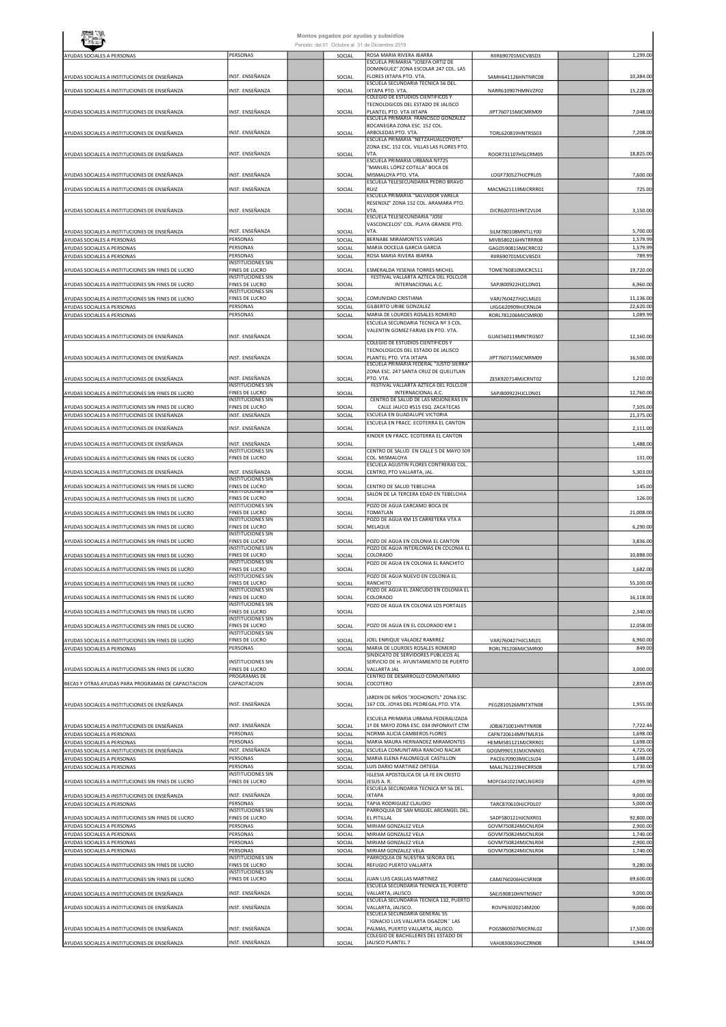**Montos pagados por ayudas y subsidios**

Periodo: del 01 Octubre al 31 de Diciembre 2019

| | | | | | | | |
|---|---|---|---|---|---|---|---|
| AYUDAS SOCIALES A PERSONAS | PERSONAS | | SOCIAL | ROSA MARIA RIVERA IBARRA | RIIR690701MJCVBS03 | | 1,299.00 |
| AYUDAS SOCIALES A INSTITUCIONES DE ENSEÑANZA | INST. ENSEÑANZA | | SOCIAL | ESCUELA PRIMARIA "JOSEFA ORTIZ DE DOMINGUEZ" ZONA ESCOLAR 247 COL. LAS FLORES IXTAPA PTO. VTA. | SAMH641126HNTNRC08 | | 10,384.00 |
| AYUDAS SOCIALES A INSTITUCIONES DE ENSEÑANZA | INST. ENSEÑANZA | | SOCIAL | ESCUELA SECUNDARIA TECNICA 56 DEL. IXTAPA PTO. VTA. | NARR610907HMNVZF02 | | 15,228.00 |
| AYUDAS SOCIALES A INSTITUCIONES DE ENSEÑANZA | INST. ENSEÑANZA | | SOCIAL | COLEGIO DE ESTUDIOS CIENTIFICOS Y TECNOLOGICOS DEL ESTADO DE JALISCO PLANTEL PTO. VTA IXTAPA | JIPT760715MJCMRM09 | | 7,048.00 |
| AYUDAS SOCIALES A INSTITUCIONES DE ENSEÑANZA | INST. ENSEÑANZA | | SOCIAL | ESCUELA PRIMARIA FRANCISCO GONZALEZ BOCANEGRA ZONA ESC. 152 COL. ARBOLEDAS PTO. VTA. | TORL620819HNTRSS03 | | 7,208.00 |
| AYUDAS SOCIALES A INSTITUCIONES DE ENSEÑANZA | INST. ENSEÑANZA | | SOCIAL | ESCUELA PRIMARIA "NETZAHUALCOYOTL" ZONA ESC. 152 COL. VILLAS LAS FLORES PTO. VTA. | ROOR731107HSLCRM05 | | 18,825.00 |
| AYUDAS SOCIALES A INSTITUCIONES DE ENSEÑANZA | INST. ENSEÑANZA | | SOCIAL | ESCUELA PRIMARIA URBANA Nº725 "MANUEL LÓPEZ COTILLA" BOCA DE MISMALOYA PTO. VTA. | LOGF730527HJCPRL05 | | 7,600.00 |
| AYUDAS SOCIALES A INSTITUCIONES DE ENSEÑANZA | INST. ENSEÑANZA | | SOCIAL | ESCUELA TELESECUNDARIA PEDRO BRAVO RUIZ | MACM621119MJCRRR01 | | 725.00 |
| AYUDAS SOCIALES A INSTITUCIONES DE ENSEÑANZA | INST. ENSEÑANZA | | SOCIAL | ESCUELA PRIMARIA "SALVADOR VARELA RESENDIZ" ZONA 152 COL. ARAMARA PTO. VTA. | DICR620701HNTZVL04 | | 3,150.00 |
| AYUDAS SOCIALES A INSTITUCIONES DE ENSEÑANZA | INST. ENSEÑANZA | | SOCIAL | ESCUELA TELESECUNDARIA "JOSE VASCONCELOS" COL. PLAYA GRANDE PTO. VTA. | SILM780108MNTLLY00 | | 5,700.00 |
| AYUDAS SOCIALES A PERSONAS | PERSONAS | | SOCIAL | BERNABE MIRAMONTES VARGAS | MIVB580216HNTRRR08 | | 1,579.99 |
| AYUDAS SOCIALES A PERSONAS | PERSONAS | | SOCIAL | MARIA DOCELIA GARCIA GARCIA | GAGD590815MJCRRC02 | | 1,579.99 |
| AYUDAS SOCIALES A PERSONAS | PERSONAS | | SOCIAL | ROSA MARIA RIVERA IBARRA | RIIR690701MJCVBS03 | | 789.99 |
| AYUDAS SOCIALES A INSTITUCIONES SIN FINES DE LUCRO | INSTITUCIONES SIN FINES DE LUCRO | | SOCIAL | ESMERALDA YESENIA TORRES MICHEL | TOME760810MJCRCS11 | | 19,720.00 |
| AYUDAS SOCIALES A INSTITUCIONES SIN FINES DE LUCRO | INSTITUCIONES SIN FINES DE LUCRO | | SOCIAL | FESTIVAL VALLARTA AZTECA DEL FOLCLOR INTERNACIONAL A.C. | SAPJ800922HJCLDN01 | | 6,960.00 |
| AYUDAS SOCIALES A INSTITUCIONES SIN FINES DE LUCRO | INSTITUCIONES SIN FINES DE LUCRO | | SOCIAL | COMUNIDAD CRISTIANA | VARJ760427HJCLML01 | | 11,136.00 |
| AYUDAS SOCIALES A PERSONAS | PERSONAS | | SOCIAL | GILBERTO URIBE GONZALEZ | UIGG620909HJCRNL04 | | 22,620.00 |
| AYUDAS SOCIALES A PERSONAS | PERSONAS | | SOCIAL | MARIA DE LOURDES ROSALES ROMERO | RORL781206MJCSMR00 | | 1,089.99 |
| AYUDAS SOCIALES A INSTITUCIONES DE ENSEÑANZA | INST. ENSEÑANZA | | SOCIAL | ESCUELA SECUNDARIA TECNICA Nº 3 COL. VALENTIN GOMEZ FARIAS EN PTO. VTA. | GUAE560119MNTRGS07 | | 12,160.00 |
| AYUDAS SOCIALES A INSTITUCIONES DE ENSEÑANZA | INST. ENSEÑANZA | | SOCIAL | COLEGIO DE ESTUDIOS CIENTIFICOS Y TECNOLOGICOS DEL ESTADO DE JALISCO PLANTEL PTO. VTA IXTAPA | JIPT760715MJCMRM09 | | 16,500.00 |
| AYUDAS SOCIALES A INSTITUCIONES DE ENSEÑANZA | INST. ENSEÑANZA | | SOCIAL | ESCUELA PRIMARIA FEDERAL "JUSTO SIERRA" ZONA ESC. 247 SANTA CRUZ DE QUELITLAN PTO. VTA. | ZESK920714MJCRNT02 | | 1,210.00 |
| AYUDAS SOCIALES A INSTITUCIONES SIN FINES DE LUCRO | INSTITUCIONES SIN FINES DE LUCRO | | SOCIAL | FESTIVAL VALLARTA AZTECA DEL FOLCLOR INTERNACIONAL A.C. | SAPJ800922HJCLDN01 | | 12,760.00 |
| AYUDAS SOCIALES A INSTITUCIONES SIN FINES DE LUCRO | INSTITUCIONES SIN FINES DE LUCRO | | SOCIAL | CENTRO DE SALUD DE LAS MOJONERAS EN CALLE JALICO #515 ESQ. ZACATECAS | | | 7,105.00 |
| AYUDAS SOCIALES A INSTITUCIONES DE ENSEÑANZA | INST. ENSEÑANZA | | SOCIAL | ESCUELA EN GUADALUPE VICTORIA | | | 21,375.00 |
| AYUDAS SOCIALES A INSTITUCIONES DE ENSEÑANZA | INST. ENSEÑANZA | | SOCIAL | ESCUELA EN FRACC. ECOTERRA EL CANTON | | | 2,111.00 |
| AYUDAS SOCIALES A INSTITUCIONES DE ENSEÑANZA | INST. ENSEÑANZA | | SOCIAL | KINDER EN FRACC. ECOTERRA EL CANTON | | | 1,488.00 |
| AYUDAS SOCIALES A INSTITUCIONES SIN FINES DE LUCRO | INSTITUCIONES SIN FINES DE LUCRO | | SOCIAL | CENTRO DE SALUD EN CALLE 5 DE MAYO 509 COL. MISMALOYA | | | 131.00 |
| AYUDAS SOCIALES A INSTITUCIONES DE ENSEÑANZA | INST. ENSEÑANZA | | SOCIAL | ESCUELA AGUSTIN FLORES CONTRERAS COL. CENTRO, PTO VALLARTA, JAL. | | | 5,303.00 |
| AYUDAS SOCIALES A INSTITUCIONES SIN FINES DE LUCRO | INSTITUCIONES SIN FINES DE LUCRO | | SOCIAL | CENTRO DE SALUD TEBELCHIA | | | 145.00 |
| AYUDAS SOCIALES A INSTITUCIONES SIN FINES DE LUCRO | INSTITUCIONES SIN FINES DE LUCRO | | SOCIAL | SALON DE LA TERCERA EDAD EN TEBELCHIA | | | 126.00 |
| AYUDAS SOCIALES A INSTITUCIONES SIN FINES DE LUCRO | INSTITUCIONES SIN FINES DE LUCRO | | SOCIAL | POZO DE AGUA CARCAMO BOCA DE TOMATLAN | | | 21,008.00 |
| AYUDAS SOCIALES A INSTITUCIONES SIN FINES DE LUCRO | INSTITUCIONES SIN FINES DE LUCRO | | SOCIAL | POZO DE AGUA KM 15 CARRETERA VTA A MELAQUE | | | 6,290.00 |
| AYUDAS SOCIALES A INSTITUCIONES SIN FINES DE LUCRO | INSTITUCIONES SIN FINES DE LUCRO | | SOCIAL | POZO DE AGUA EN COLONIA EL CANTON | | | 3,836.00 |
| AYUDAS SOCIALES A INSTITUCIONES SIN FINES DE LUCRO | INSTITUCIONES SIN FINES DE LUCRO | | SOCIAL | POZO DE AGUA INTERLOMAS EN COLONIA EL COLORADO | | | 10,888.00 |
| AYUDAS SOCIALES A INSTITUCIONES SIN FINES DE LUCRO | INSTITUCIONES SIN FINES DE LUCRO | | SOCIAL | POZO DE AGUA EN COLONIA EL RANCHITO | | | 1,682.00 |
| AYUDAS SOCIALES A INSTITUCIONES SIN FINES DE LUCRO | INSTITUCIONES SIN FINES DE LUCRO | | SOCIAL | POZO DE AGUA NUEVO EN COLONIA EL RANCHITO | | | 55,100.00 |
| AYUDAS SOCIALES A INSTITUCIONES SIN FINES DE LUCRO | INSTITUCIONES SIN FINES DE LUCRO | | SOCIAL | POZO DE AGUA EL ZANCUDO EN COLONIA EL COLORADO | | | 16,118.00 |
| AYUDAS SOCIALES A INSTITUCIONES SIN FINES DE LUCRO | INSTITUCIONES SIN FINES DE LUCRO | | SOCIAL | POZO DE AGUA EN COLONIA LOS PORTALES | | | 2,340.00 |
| AYUDAS SOCIALES A INSTITUCIONES SIN FINES DE LUCRO | INSTITUCIONES SIN FINES DE LUCRO | | SOCIAL | POZO DE AGUA EN EL COLORADO KM 1 | | | 12,058.00 |
| AYUDAS SOCIALES A INSTITUCIONES SIN FINES DE LUCRO | INSTITUCIONES SIN FINES DE LUCRO | | SOCIAL | JOEL ENRIQUE VALADEZ RAMIREZ | VARJ760427HJCLML01 | | 6,960.00 |
| AYUDAS SOCIALES A PERSONAS | PERSONAS | | SOCIAL | MARIA DE LOURDES ROSALES ROMERO | RORL781206MJCSMR00 | | 849.00 |
| AYUDAS SOCIALES A INSTITUCIONES SIN FINES DE LUCRO | INSTITUCIONES SIN FINES DE LUCRO | | SOCIAL | SINDICATO DE SERVIDORES PUBLICOS AL SERVICIO DE H. AYUNTAMIENTO DE PUERTO VALLARTA JAL. | | | 3,000.00 |
| BECAS Y OTRAS AYUDAS PARA PROGRAMAS DE CAPACITACION | PROGRAMAS DE CAPACITACION | | SOCIAL | CENTRO DE DESARROLLO COMUNITARIO COCOTERO | | | 2,859.00 |
| AYUDAS SOCIALES A INSTITUCIONES DE ENSEÑANZA | INST. ENSEÑANZA | | SOCIAL | JARDIN DE NIÑOS "XOCHONOTL" ZONA ESC. 167 COL. JOYAS DEL PEDREGAL PTO. VTA. | PEGZ810526MNTXTN08 | | 1,955.00 |
| AYUDAS SOCIALES A INSTITUCIONES DE ENSEÑANZA | INST. ENSEÑANZA | | SOCIAL | ESCUELA PRIMARIA URBANA FEDERALIZADA 1º DE MAYO ZONA ESC. 034 INFONAVIT CTM | JOBJ671001HNTYNR08 | | 7,722.44 |
| AYUDAS SOCIALES A PERSONAS | PERSONAS | | SOCIAL | NORMA ALICIA CAMBEROS FLORES | CAFN720614MNTMLR16 | | 1,698.00 |
| AYUDAS SOCIALES A PERSONAS | PERSONAS | | SOCIAL | MARIA MAURA HERNANDEZ MIRAMONTES | HEMM581121MJCRRR01 | | 1,698.00 |
| AYUDAS SOCIALES A INSTITUCIONES DE ENSEÑANZA | INST. ENSEÑANZA | | SOCIAL | ESCUELA COMUNITARIA RANCHO NACAR | GOGM990131MJCNNN01 | | 4,725.00 |
| AYUDAS SOCIALES A PERSONAS | PERSONAS | | SOCIAL | MARIA ELENA PALOMEQUE CASTILLON | PACE670903MJCLSL04 | | 1,698.00 |
| AYUDAS SOCIALES A PERSONAS | PERSONAS | | SOCIAL | LUIS DARIO MARTINEZ ORTEGA | MAAL761219HJCRRS08 | | 1,730.00 |
| AYUDAS SOCIALES A INSTITUCIONES SIN FINES DE LUCRO | INSTITUCIONES SIN FINES DE LUCRO | | SOCIAL | IGLESIA APOSTOLICA DE LA FE EN CRISTO JESUS A. R. | MOFC641021MCLNGR03 | | 4,099.90 |
| AYUDAS SOCIALES A INSTITUCIONES DE ENSEÑANZA | INST. ENSEÑANZA | | SOCIAL | ESCUELA SECUNDARIA TECNICA Nº 56 DEL. IXTAPA | | | 9,000.00 |
| AYUDAS SOCIALES A PERSONAS | PERSONAS | | SOCIAL | TAPIA RODRIGUEZ CLAUDIO | TARC870610HJCPDL07 | | 5,000.00 |
| AYUDAS SOCIALES A INSTITUCIONES SIN FINES DE LUCRO | INSTITUCIONES SIN FINES DE LUCRO | | SOCIAL | PARROQUIA DE SAN MIGUEL ARCANGEL DEL. EL PITILLAL | SADF580121HJCNXR01 | | 92,800.00 |
| AYUDAS SOCIALES A PERSONAS | PERSONAS | | SOCIAL | MIRIAM GONZALEZ VELA | GOVM750824MJCNLR04 | | 2,900.00 |
| AYUDAS SOCIALES A PERSONAS | PERSONAS | | SOCIAL | MIRIAM GONZALEZ VELA | GOVM750824MJCNLR04 | | 1,740.00 |
| AYUDAS SOCIALES A PERSONAS | PERSONAS | | SOCIAL | MIRIAM GONZALEZ VELA | GOVM750824MJCNLR04 | | 2,900.00 |
| AYUDAS SOCIALES A PERSONAS | PERSONAS | | SOCIAL | MIRIAM GONZALEZ VELA | GOVM750824MJCNLR04 | | 1,740.00 |
| AYUDAS SOCIALES A INSTITUCIONES SIN FINES DE LUCRO | INSTITUCIONES SIN FINES DE LUCRO | | SOCIAL | PARROQUIA DE NUESTRA SEÑORA DEL REFUGIO PUERTO VALLARTA | | | 9,280.00 |
| AYUDAS SOCIALES A INSTITUCIONES SIN FINES DE LUCRO | INSTITUCIONES SIN FINES DE LUCRO | | SOCIAL | JUAN LUIS CASILLAS MARTINEZ | CAMJ760206HJCSRN08 | | 69,600.00 |
| AYUDAS SOCIALES A INSTITUCIONES DE ENSEÑANZA | INST. ENSEÑANZA | | SOCIAL | ESCUELA SECUNDARIA TECNICA 15, PUERTO VALLARTA, JALISCO. | SAEJ590810HNTNSN07 | | 9,000.00 |
| AYUDAS SOCIALES A INSTITUCIONES DE ENSEÑANZA | INST. ENSEÑANZA | | SOCIAL | ESCUELA SECUNDARIA TECNICA 132, PUERTO VALLARTA, JALISCO. | ROVP63020214M200 | | 9,000.00 |
| AYUDAS SOCIALES A INSTITUCIONES DE ENSEÑANZA | INST. ENSEÑANZA | | SOCIAL | ESCUELA SECUNDARIA GENERAL 55 ``IGNACIO LUIS VALLARTA OGAZON`` LAS PALMAS, PUERTO VALLARTA, JALISCO. | POGS860507MJCRNL02 | | 17,500.00 |
| AYUDAS SOCIALES A INSTITUCIONES DE ENSEÑANZA | INST. ENSEÑANZA | | SOCIAL | COLEGIO DE BACHILLERES DEL ESTADO DE JALISCO PLANTEL 7 | VAHJ830610HJCZRN08 | | 3,944.00 |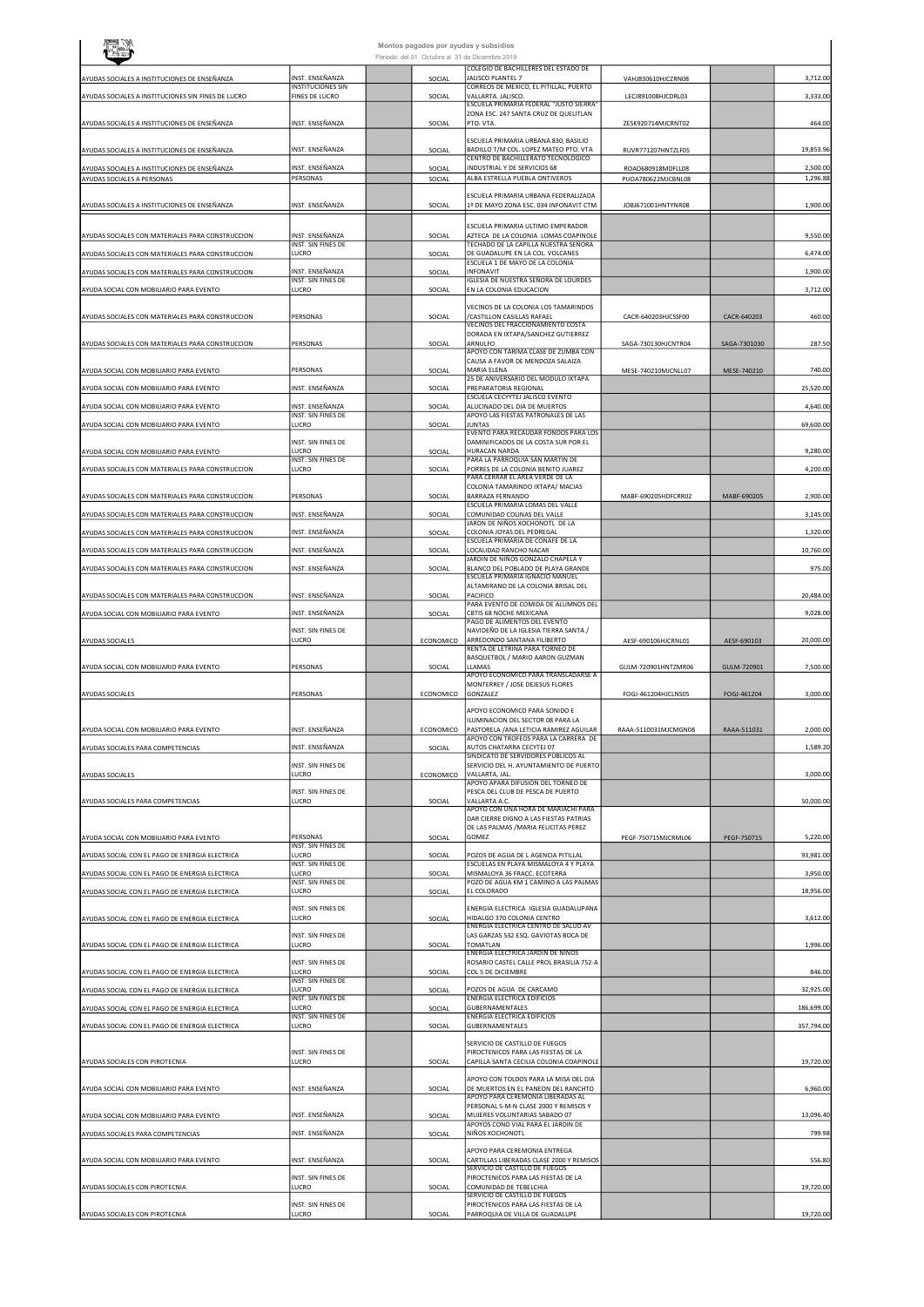**Montos pagados por ayudas y subsidios**

Periodo: del 01 Octubre al 31 de Diciembre 2019

| | | | | | | | |
|---|---|---|---|---|---|---|---|
| AYUDAS SOCIALES A INSTITUCIONES DE ENSEÑANZA | INST. ENSEÑANZA | | SOCIAL | COLEGIO DE BACHILLERES DEL ESTADO DE JALISCO PLANTEL 7 | VAHJ830610HJCZRN08 | | 3,712.00 |
| AYUDAS SOCIALES A INSTITUCIONES SIN FINES DE LUCRO | INSTITUCIONES SIN FINES DE LUCRO | | SOCIAL | CORREOS DE MEXICO, EL PITILLAL, PUERTO VALLARTA, JALISCO. | LECJ891008HJCDRL03 | | 3,333.00 |
| AYUDAS SOCIALES A INSTITUCIONES DE ENSEÑANZA | INST. ENSEÑANZA | | SOCIAL | ESCUELA PRIMARIA FEDERAL "JUSTO SIERRA" ZONA ESC. 247 SANTA CRUZ DE QUELITLAN PTO. VTA. | ZESK920714MJCRNT02 | | 464.00 |
| AYUDAS SOCIALES A INSTITUCIONES DE ENSEÑANZA | INST. ENSEÑANZA | | SOCIAL | ESCUELA PRIMARIA URBANA 830, BASILIO BADILLO T/M COL. LOPEZ MATEO PTO. VTA | RUVR771207HNTZLF05 | | 19,853.96 |
| AYUDAS SOCIALES A INSTITUCIONES DE ENSEÑANZA | INST. ENSEÑANZA | | SOCIAL | CENTRO DE BACHILLERATO TECNOLOGICO INDUSTRIAL Y DE SERVICIOS 68 | ROAO680918MDFLL08 | | 2,500.00 |
| AYUDAS SOCIALES A PERSONAS | PERSONAS | | SOCIAL | ALBA ESTRELLA PUEBLA ONTIVEROS | PUOA780622MJCBNL08 | | 1,296.88 |
| AYUDAS SOCIALES A INSTITUCIONES DE ENSEÑANZA | INST. ENSEÑANZA | | SOCIAL | ESCUELA PRIMARIA URBANA FEDERALIZADA 1º DE MAYO ZONA ESC. 034 INFONAVIT CTM | JOBJ671001HNTYNR08 | | 1,900.00 |
| AYUDAS SOCIALES CON MATERIALES PARA CONSTRUCCION | INST. ENSEÑANZA | | SOCIAL | ESCUELA PRIMARIA ULTIMO EMPERADOR AZTECA DE LA COLONIA LOMAS COAPINOLE | | | 9,550.00 |
| AYUDAS SOCIALES CON MATERIALES PARA CONSTRUCCION | INST. SIN FINES DE LUCRO | | SOCIAL | TECHADO DE LA CAPILLA NUESTRA SEÑORA DE GUADALUPE EN LA COL. VOLCANES | | | 6,474.00 |
| AYUDAS SOCIALES CON MATERIALES PARA CONSTRUCCION | INST. ENSEÑANZA | | SOCIAL | ESCUELA 1 DE MAYO DE LA COLONIA INFONAVIT | | | 1,900.00 |
| AYUDA SOCIAL CON MOBILIARIO PARA EVENTO | INST. SIN FINES DE LUCRO | | SOCIAL | IGLESIA DE NUESTRA SEÑORA DE LOURDES EN LA COLONIA EDUCACION | | | 3,712.00 |
| AYUDAS SOCIALES CON MATERIALES PARA CONSTRUCCION | PERSONAS | | SOCIAL | VECINOS DE LA COLONIA LOS TAMARINDOS /CASTILLON CASILLAS RAFAEL | CACR-640203HJCSSF00 | CACR-640203 | 460.00 |
| AYUDAS SOCIALES CON MATERIALES PARA CONSTRUCCION | PERSONAS | | SOCIAL | VECINOS DEL FRACCIONAMIENTO COSTA DORADA EN IXTAPA/SANCHEZ GUTIERREZ ARNULFO | SAGA-730130HJCNTR04 | SAGA-7301030 | 287.50 |
| AYUDA SOCIAL CON MOBILIARIO PARA EVENTO | PERSONAS | | SOCIAL | APOYO CON TARIMA CLASE DE ZUMBA CON CAUSA A FAVOR DE MENDOZA SALAIZA MARIA ELENA | MESE-740210MJCNLL07 | MESE-740210 | 740.00 |
| AYUDA SOCIAL CON MOBILIARIO PARA EVENTO | INST. ENSEÑANZA | | SOCIAL | 25 DE ANIVERSARIO DEL MODULO IXTAPA PREPARATORIA REGIONAL | | | 25,520.00 |
| AYUDA SOCIAL CON MOBILIARIO PARA EVENTO | INST. ENSEÑANZA | | SOCIAL | ESCUELA CECYTEJ JALISCO EVENTO ALUCINADO DEL DIA DE MUERTOS | | | 4,640.00 |
| AYUDA SOCIAL CON MOBILIARIO PARA EVENTO | INST. SIN FINES DE LUCRO | | SOCIAL | APOYO LAS FIESTAS PATRONALES DE LAS JUNTAS | | | 69,600.00 |
| AYUDA SOCIAL CON MOBILIARIO PARA EVENTO | INST. SIN FINES DE LUCRO | | SOCIAL | EVENTO PARA RECAUDAR FONDOS PARA LOS DAMINIFICADOS DE LA COSTA SUR POR EL HURACAN NARDA | | | 9,280.00 |
| AYUDAS SOCIALES CON MATERIALES PARA CONSTRUCCION | INST. SIN FINES DE LUCRO | | SOCIAL | PARA LA PARROQUIA SAN MARTIN DE PORRES DE LA COLONIA BENITO JUAREZ | | | 4,200.00 |
| AYUDAS SOCIALES CON MATERIALES PARA CONSTRUCCION | PERSONAS | | SOCIAL | PARA CERRAR EL AREA VERDE DE LA COLONIA TAMARINDO IXTAPA/ MACIAS BARRAZA FERNANDO | MABF-690205HDFCRR02 | MABF-690205 | 2,900.00 |
| AYUDAS SOCIALES CON MATERIALES PARA CONSTRUCCION | INST. ENSEÑANZA | | SOCIAL | ESCUELA PRIMARIA LOMAS DEL VALLE COMUNIDAD COLINAS DEL VALLE | | | 3,145.00 |
| AYUDAS SOCIALES CON MATERIALES PARA CONSTRUCCION | INST. ENSEÑANZA | | SOCIAL | JARDIN DE NIÑOS XOCHONOTL DE LA COLONIA JOYAS DEL PEDREGAL | | | 1,320.00 |
| AYUDAS SOCIALES CON MATERIALES PARA CONSTRUCCION | INST. ENSEÑANZA | | SOCIAL | ESCUELA PRIMARIA DE CONAFE DE LA LOCALIDAD RANCHO NACAR | | | 10,760.00 |
| AYUDAS SOCIALES CON MATERIALES PARA CONSTRUCCION | INST. ENSEÑANZA | | SOCIAL | JARDIN DE NIÑOS GONZALO CHAPELA Y BLANCO DEL POBLADO DE PLAYA GRANDE | | | 975.00 |
| AYUDAS SOCIALES CON MATERIALES PARA CONSTRUCCION | INST. ENSEÑANZA | | SOCIAL | ESCUELA PRIMARIA IGNACIO MANUEL ALTAMIRANO DE LA COLONIA BRISAL DEL PACIFICO | | | 20,484.00 |
| AYUDA SOCIAL CON MOBILIARIO PARA EVENTO | INST. ENSEÑANZA | | SOCIAL | PARA EVENTO DE COMIDA DE ALUMNOS DEL CBTIS 68 NOCHE MEXICANA | | | 9,028.00 |
| AYUDAS SOCIALES | INST. SIN FINES DE LUCRO | | ECONOMICO | PAGO DE ALIMENTOS DEL EVENTO NAVIDEÑO DE LA IGLESIA TIERRA SANTA / ARREDONDO SANTANA FILIBERTO | AESF-690106HJCRNL01 | AESF-690103 | 20,000.00 |
| AYUDA SOCIAL CON MOBILIARIO PARA EVENTO | PERSONAS | | SOCIAL | RENTA DE LETRINA PARA TORNEO DE BASQUETBOL / MARIO AARON GUZMAN LLAMAS | GULM-720901HNTZMR06 | GULM-720901 | 7,500.00 |
| AYUDAS SOCIALES | PERSONAS | | ECONOMICO | APOYO ECONOMICO PARA TRANSLADARSE A MONTERREY / JOSE DEJESUS FLORES GONZALEZ | FOGJ-461204HJCLNS05 | FOGJ-461204 | 3,000.00 |
| AYUDA SOCIAL CON MOBILIARIO PARA EVENTO | INST. ENSEÑANZA | | ECONOMICO | APOYO ECONOMICO PARA SONIDO E ILUMINACION DEL SECTOR 08 PARA LA PASTORELA /ANA LETICIA RAMIREZ AGUILAR | RAAA-5110031MJCMGN08 | RAAA-511031 | 2,000.00 |
| AYUDAS SOCIALES PARA COMPETENCIAS | INST. ENSEÑANZA | | SOCIAL | APOYO CON TROFEOS PARA LA CARRERA DE AUTOS CHATARRA CECYTEJ 07 | | | 1,589.20 |
| AYUDAS SOCIALES | INST. SIN FINES DE LUCRO | | ECONOMICO | SINDICATO DE SERVIDORES PUBLICOS AL SERVICIO DEL H. AYUNTAMIENTO DE PUERTO VALLARTA, JAL. | | | 3,000.00 |
| AYUDAS SOCIALES PARA COMPETENCIAS | INST. SIN FINES DE LUCRO | | SOCIAL | APOYO APARA DIFUSION DEL TORNEO DE PESCA DEL CLUB DE PESCA DE PUERTO VALLARTA A.C. | | | 50,000.00 |
| AYUDA SOCIAL CON MOBILIARIO PARA EVENTO | PERSONAS | | SOCIAL | APOYO CON UNA HORA DE MARIACHI PARA DAR CIERRE DIGNO A LAS FIESTAS PATRIAS DE LAS PALMAS /MARIA FELICITAS PEREZ GOMEZ | PEGF-750715MJCRML06 | PEGF-750715 | 5,220.00 |
| AYUDAS SOCIAL CON EL PAGO DE ENERGIA ELECTRICA | INST. SIN FINES DE LUCRO | | SOCIAL | POZOS DE AGUA DE L AGENCIA PITILLAL | | | 93,981.00 |
| AYUDAS SOCIAL CON EL PAGO DE ENERGIA ELECTRICA | INST. SIN FINES DE LUCRO | | SOCIAL | ESCUELAS EN PLAYA MISMALOYA 4 Y PLAYA MISMALOYA 36 FRACC. ECOTERRA | | | 3,950.00 |
| AYUDAS SOCIAL CON EL PAGO DE ENERGIA ELECTRICA | INST. SIN FINES DE LUCRO | | SOCIAL | POZO DE AGUA KM 1 CAMINO A LAS PALMAS EL COLORADO | | | 18,956.00 |
| AYUDAS SOCIAL CON EL PAGO DE ENERGIA ELECTRICA | INST. SIN FINES DE LUCRO | | SOCIAL | ENERGIA ELECTRICA IGLESIA GUADALUPANA HIDALGO 370 COLONIA CENTRO | | | 3,612.00 |
| AYUDAS SOCIAL CON EL PAGO DE ENERGIA ELECTRICA | INST. SIN FINES DE LUCRO | | SOCIAL | ENERGIA ELECTRICA CENTRO DE SALUD AV LAS GARZAS 532 ESQ. GAVIOTAS BOCA DE TOMATLAN | | | 1,996.00 |
| AYUDAS SOCIAL CON EL PAGO DE ENERGIA ELECTRICA | INST. SIN FINES DE LUCRO | | SOCIAL | ENERGIA ELECTRICA JARDIN DE NIÑOS ROSARIO CASTEL CALLE PROL BRASILIA 752-A COL 5 DE DICIEMBRE | | | 846.00 |
| AYUDAS SOCIAL CON EL PAGO DE ENERGIA ELECTRICA | INST. SIN FINES DE LUCRO | | SOCIAL | POZOS DE AGUA DE CARCAMO | | | 32,925.00 |
| AYUDAS SOCIAL CON EL PAGO DE ENERGIA ELECTRICA | INST. SIN FINES DE LUCRO | | SOCIAL | ENERGIA ELECTRICA EDIFICIOS GUBERNAMENTALES | | | 186,699.00 |
| AYUDAS SOCIAL CON EL PAGO DE ENERGIA ELECTRICA | INST. SIN FINES DE LUCRO | | SOCIAL | ENERGIA ELECTRICA EDIFICIOS GUBERNAMENTALES | | | 357,794.00 |
| AYUDAS SOCIALES CON PIROTECNIA | INST. SIN FINES DE LUCRO | | SOCIAL | SERVICIO DE CASTILLO DE FUEGOS PIROTECNICOS PARA LAS FIESTAS DE LA CAPILLA SANTA CECILIA COLONIA COAPINOLE | | | 19,720.00 |
| AYUDA SOCIAL CON MOBILIARIO PARA EVENTO | INST. ENSEÑANZA | | SOCIAL | APOYO CON TOLDOS PARA LA MISA DEL DIA DE MUERTOS EN EL PANEON DEL RANCHITO | | | 6,960.00 |
| AYUDA SOCIAL CON MOBILIARIO PARA EVENTO | INST. ENSEÑANZA | | SOCIAL | APOYO PARA CEREMONIA LIBERADAS AL PERSONAL S-M-N CLASE 2000 Y REMISOS Y MUJERES VOLUNTARIAS SABADO 07 | | | 13,096.40 |
| AYUDAS SOCIALES PARA COMPETENCIAS | INST. ENSEÑANZA | | SOCIAL | APOYOS CONO VIAL PARA EL JARDIN DE NIÑOS XOCHONOTL | | | 799.98 |
| AYUDA SOCIAL CON MOBILIARIO PARA EVENTO | INST. ENSEÑANZA | | SOCIAL | APOYO PARA CEREMONIA ENTREGA CARTILLAS LIBERADAS CLASE 2000 Y REMISOS | | | 556.80 |
| AYUDAS SOCIALES CON PIROTECNIA | INST. SIN FINES DE LUCRO | | SOCIAL | SERVICIO DE CASTILLO DE FUEGOS PIROTECNICOS PARA LAS FIESTAS DE LA COMUNIDAD DE TEBELCHIA | | | 19,720.00 |
| AYUDAS SOCIALES CON PIROTECNIA | INST. SIN FINES DE LUCRO | | SOCIAL | SERVICIO DE CASTILLO DE FUEGOS PIROTECNICOS PARA LAS FIESTAS DE LA PARROQUIA DE VILLA DE GUADALUPE | | | 19,720.00 |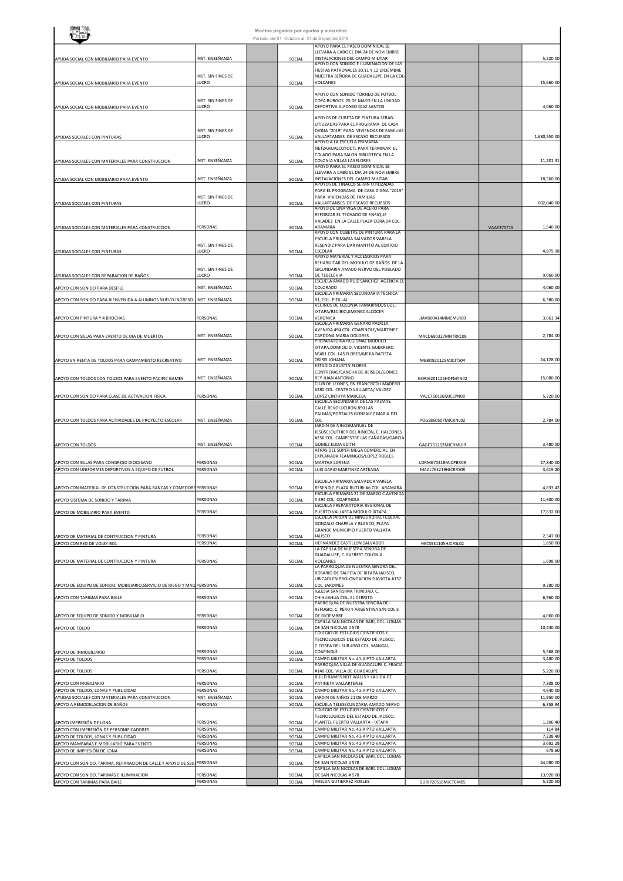Montos pagados por ayudas y subsidios

Periodo: del 01 Octubre al 31 de Diciembre 2019

| | | | | | | | |
|---|---|---|---|---|---|---|---|
| AYUDA SOCIAL CON MOBILIARIO PARA EVENTO | INST. ENSEÑANZA | | SOCIAL | APOYO PARA EL PASEO DOMINICAL SE LLEVARA A CABO EL DIA 24 DE NOVIEMBRE INSTALACIONES DEL CAMPO MILITAR | | | 5,220.00 |
| AYUDA SOCIAL CON MOBILIARIO PARA EVENTO | INST. SIN FINES DE LUCRO | | SOCIAL | APOYO CON SONIDO E ILUMINACION DE LAS FIESTAS PATRONALES 10.11 Y 12 DICIEMBRE NUESTRA SEÑORA DE GUADALUPE EN LA COL- VOLCANES | | | 15,660.00 |
| AYUDA SOCIAL CON MOBILIARIO PARA EVENTO | INST. SIN FINES DE LUCRO | | SOCIAL | APOYO CON SONIDO TORNEO DE FUTBOL COPA BURGOS 25 DE MAYO EN LA UNIDAD DEPORTIVA ALFONSO DIAZ SANTOS | | | 4,060.00 |
| AYUDAS SOCIALES CON PINTURAS | INST. SIN FINES DE LUCRO | | SOCIAL | APOYOS DE CUBETA DE PINTURA SERAN UTILIZADAS PARA EL PROGRAMA DE CASA DIGNA "2019" PARA VIVIENDAS DE FAMILIAS VALLARTANSES DE ESCASO RECURSOS | | | 1,680,550.00 |
| AYUDAS SOCIALES CON MATERIALES PARA CONSTRUCCION | INST. ENSEÑANZA | | SOCIAL | APOYO A LA ESCUELA PRIMARIA NETZAHUALCOYOCTL PARA TERMINAR EL COLADO PARA SALON BIBLIOTECA EN LA COLONIA VILLAS LAS FLORES | | | 11,201.31 |
| AYUDA SOCIAL CON MOBILIARIO PARA EVENTO | INST. ENSEÑANZA | | SOCIAL | APOYO PARA EL PASEO DOMINICAL SE LLEVARA A CABO EL DIA 24 DE NOVIEMBRE INSTALACIONES DEL CAMPO MILITAR | | | 18,560.00 |
| AYUDAS SOCIALES CON PINTURAS | INST. SIN FINES DE LUCRO | | SOCIAL | APOYOS DE TINACOS SERAN UTILIZADAS PARA EL PROGRAMA DE CASA DIGNA "2019" PARA VIVIENDAS DE FAMILIAS VALLARTANSES DE ESCASO RECURSOS | | | 602,040.00 |
| AYUDAS SOCIALES CON MATERIALES PARA CONSTRUCCION | PERSONAS | | SOCIAL | APOYO DE UNA VIGA DE ACERO PARA REFORZAR EL TECHADO DE ENRIQUE VALADEZ EN LA CALLE PLAZA CORA 04 COL- ARAMARA | | VAAE370715 | 1,540.00 |
| AYUDAS SOCIALES CON PINTURAS | INST. SIN FINES DE LUCRO | | SOCIAL | APOYO CON CUBETAS DE PINTURA PARA LA ESCUELA PRIMARIA SALVADOR VARELA RESENDIZ PARA DAR MANTTO AL EDIFICIO ESCOLAR | | | 4,879.98 |
| AYUDAS SOCIALES CON REPARACION DE BAÑOS | INST. SIN FINES DE LUCRO | | SOCIAL | APOYO MATERIAL Y ACCESORIOS PARA REHABILITAR DEL MODULO DE BAÑOS DE LA SECUNDARIA AMADO NERVO DEL POBLADO DE TEBELCHIA | | | 9,060.00 |
| APOYO CON SONIDO PARA DESFILE | INST. ENSEÑANZA | | SOCIAL | ESCUELA AMADO RUIZ SANCHEZ. AGENCIA EL COLORADO | | | 4,060.00 |
| APOYO CON SONIDO PARA BIENVENIDA A ALUMNOS NUEVO INGRESO | INST. ENSEÑANZA | | SOCIAL | ESCUELA PRIMARIA SECUNDARIA TECNICA 81, COL. PITILLAL | | | 6,380.00 |
| APOYO CON PINTURA Y 4 BROCHAS | PERSONAS | | SOCIAL | VECINOS DE COLONIA TAMARINDOS COL. IXTAPA/RECIBIO,JIMENEZ ALCOCER VERONICA | JIAV800414MMCMLR00 | | 3,661.34 |
| APOYO CON SILLAS PARA EVENTO DE DIA DE MUERTOS | INST. ENSEÑANZA | | SOCIAL | ESCUELA PRIMARIA GENARO PADILLA, AVENIDA 494 COL. COAPINOLE/MARTINEZ CARDONA MARIA DOLORES. | MACD690327MNTRRL08 | | 2,784.00 |
| APOYO EN RENTA DE TOLDOS PARA CAMPAMENTO RECREATIVO | INST. ENSEÑANZA | | SOCIAL | PREPARATORIA REGIONAL MODULO IXTAPA,DOMICILIO: VICENTE GUERRERO N°481 COL. LAS FLORES/MEJIA BATISTA OSIRIS JOHANA | MEBO920125MJCJTS04 | | 24,128.00 |
| APOYO CON TOLDOS CON TOLDOS PARA EVENTO PACIFIC GAMES | INST. ENSEÑANZA | | SOCIAL | ESTADIO AGUSTIN FLORES CONTRERAS/CANCHA DE BEISBOL/GOMEZ REY JUAN ANTONIO | GORJ6201125HDFMYN02 | | 15,080.00 |
| APOYO CON SONIDO PARA CLASE DE ACTIVACION FISICA | PERSONAS | | SOCIAL | CLUB DE LEONES, EN FRANCISCO I MADERO #280 COL. CENTRO VALLARTA/ VALDEZ LOPEZ CINTHYA MARCELA | VALC760116MJCLPN08 | | 5,220.00 |
| APOYO CON TOLDOS PARA ACTIVIDADES DE PROYECTO ESCOLAR | INST. ENSEÑANZA | | SOCIAL | ESCUELA SECUNDARIA DE LAS PALMAS. CALLE REVOLUCUION 890 LAS PALMAS/PORTALES GONZALEZ MARIA DEL SOL | POGS860507MJCRNL02 | | 2,784.00 |
| APOYO CON TOLDOS | INST. ENSEÑANZA | | SOCIAL | JARDIN DE NIÑOSMANUEL DE JESUSCLOUTHIER DEL RINCON, C. HALCONES #256 COL. CAMPESTRE LAS CAÑADAS/GARCIA GOMEZ ELIDA EDITH | GAGE751202MJCRML09 | | 3,480.00 |
| APOYO CON SILLAS PARA CONGRESO DIOCESANO | PERSONAS | | SOCIAL | ATRAS DEL SUPER MEGA COMERCIAL, EN EXPLANADA FLAMINGOS/LOPEZ ROBLES MARTHA LORENA | LORM670418MJCPBR09 | | 27,840.00 |
| APOYO CON UNIFORMES DEPORTIVOS A EQUIPO DE FUTBOL | PERSONAS | | SOCIAL | LUIS DARIO MARTINEZ ARTEAGA | MAAL761219HJCRRS08 | | 3,619.20 |
| APOYO CON MATERIAL DE CONSTRUCCION PARA BANCAS Y COMEDORE PERSONAS | PERSONAS | | SOCIAL | ESCUELA PRIMARIA SALVADOR VARELA RESENDIZ. PLAZA RUTURI #6 COL. ARAMARA | | | 4,633.42 |
| APOYO SISTEMA DE SONIDO Y TARIMA | PERSONAS | | SOCIAL | ESCUELA PRIMARIA 21 DE MARZO C.AVENIDA # 494 COL. COAPINOLE | | | 11,600.00 |
| APOYO DE MOBILIARIO PARA EVENTO | PERSONAS | | SOCIAL | ESCUELA PREPARATORIA REGIONAL DE PUERTO VALLARTA MODULO IXTAPA | | | 17,632.00 |
| APOYO DE MATERIAL DE CONTRUCCION Y PINTURA | PERSONAS | | SOCIAL | ESCUELA JARDIN DE NIÑOS RURAL FEDERAL GONZALO CHAPELA Y BLANCO, PLAYA GRANDE MUNICIPIO PUERTO VALLATA JALISCO | | | 2,547.00 |
| APOYO CON RED DE VOLEY BOL | PERSONAS | | SOCIAL | HERNANDEZ CASTILLON SALVADOR | HECS531105HJCRSL02 | | 1,850.00 |
| APOYO DE MATERIAL DE CONTRUCCION Y PINTURA | PERSONAS | | SOCIAL | LA CAPILLA DE NUESTRA SEÑORA DE GUADALUPE, C. EVEREST COLONIA VOLCANES | | | 1,698.00 |
| APOYO DE EQUIPO DE SONIDO, MOBILIARIO,SERVICIO DE RIEGO Y MAQ PERSONAS | PERSONAS | | SOCIAL | LA PARROQUIA DE NUESTRA SEÑORA DEL ROSARIO DE TALPITA DE IXTAPA JALISCO, UBICADI EN PROLONGACION GAVIOTA #137 COL. JARDINES | | | 9,280.00 |
| APOYO CON TARIMAS PARA BAILE | PERSONAS | | SOCIAL | IGLESIA SANTISIMA TRINIDAD, C. CHIHUAHUA COL. EL CERRITO | | | 6,960.00 |
| APOYO DE EQUIPO DE SONIDO Y MOBILIARIO | PERSONAS | | SOCIAL | PARROQUIA DE NUESTRA SEÑORA DEL REFUGIO, C. PERU Y ARGENTINA S/N COL 5 DE DICIEMBRE | | | 4,060.00 |
| APOYO DE TOLDO | PERSONAS | | SOCIAL | CAPILLA SAN NICOLAS DE BARI, COL. LOMAS DE SAN NICOLAS # 578 | | | 10,440.00 |
| APOYO DE INMOBILIARIO | PERSONAS | | SOCIAL | COLEGIO DE ESTUDIOS CIENTIFICOS Y TECNOLOGICOS DEL ESTADO DE JALISCO, C.COREA DEL SUR #560 COL. MANGAL COAPINOLE | | | 5,568.00 |
| APOYO DE TOLDOS | PERSONAS | | SOCIAL | CAMPO MILITAR No. 41-A PTO VALLARTA | | | 3,480.00 |
| APOYO DE TOLDOS | PERSONAS | | SOCIAL | PARROQUIA VILLA DE GUADALUPE C. FRACIA #140 COL. VILLA DE GUADALUPE | | | 5,220.00 |
| APOYO CON MOBILIARIO | PERSONAS | | SOCIAL | BUILD RAMPS NOT WALLS Y LA LIGA DE PATINETA VALLARTENSE | | | 7,308.00 |
| APOYO DE TOLDOS, LONAS Y PUBLICIDAD | PERSONAS | | SOCIAL | CAMPO MILITAR No. 41-A PTO VALLARTA | | | 4,640.00 |
| AYUDAS SOCIALES CON MATERIALES PARA CONSTRUCCION | INST. ENSEÑANZA | | SOCIAL | JARDIN DE NIÑOS 21 DE MARZO | | | 11,950.00 |
| APOYO A REMODELACION DE BAÑOS | PERSONAS | | SOCIAL | ESCUELA TELESECUNDARIA AMADO NERVO | | | 6,358.94 |
| APOYO IMPRESIÓN DE LONA | PERSONAS | | SOCIAL | COLEGIO DE ESTUDIOS CIENTIFICOS Y TECNOLOGICOS DEL ESTADO DE JALISCO, PLANTEL PUERTO VALLARTA - IXTAPA | | | 1,206.40 |
| APOYO CON IMPRESIÓN DE PERSONIFICADORES | PERSONAS | | SOCIAL | CAMPO MILITAR No. 41-A PTO VALLARTA | | | 114.84 |
| APOYO DE TOLDOS, LONAS Y PUBLICIDAD | PERSONAS | | SOCIAL | CAMPO MILITAR No. 41-A PTO VALLARTA | | | 7,238.40 |
| APOYO MAMPARAS E MOBILIARIO PARA EVENTO | PERSONAS | | SOCIAL | CAMPO MILITAR No. 41-A PTO VALLARTA | | | 3,692.28 |
| APOYO DE IMPRESIÓN DE LONA | PERSONAS | | SOCIAL | CAMPO MILITAR No. 41-A PTO VALLARTA | | | 678.60 |
| APOYO CON SONIDO, TARIMA, REPARACION DE CALLE Y APOYO DE SEG PERSONAS | PERSONAS | | SOCIAL | CAPILLA SAN NICOLAS DE BARI, COL. LOMAS DE SAN NICOLAS # 578 | | | 44,080.00 |
| APOYO CON SONIDO, TARIMAS E ILUMINACION | PERSONAS | | SOCIAL | CAPILLA SAN NICOLAS DE BARI, COL. LOMAS DE SAN NICOLAS # 578 | | | 13,920.00 |
| APOYO CON TARIMAS PARA BAILE | PERSONAS | | SOCIAL | IMELDA GUTIERREZ ROBLES | GURI720518MJCTBM05 | | 5,220.00 |